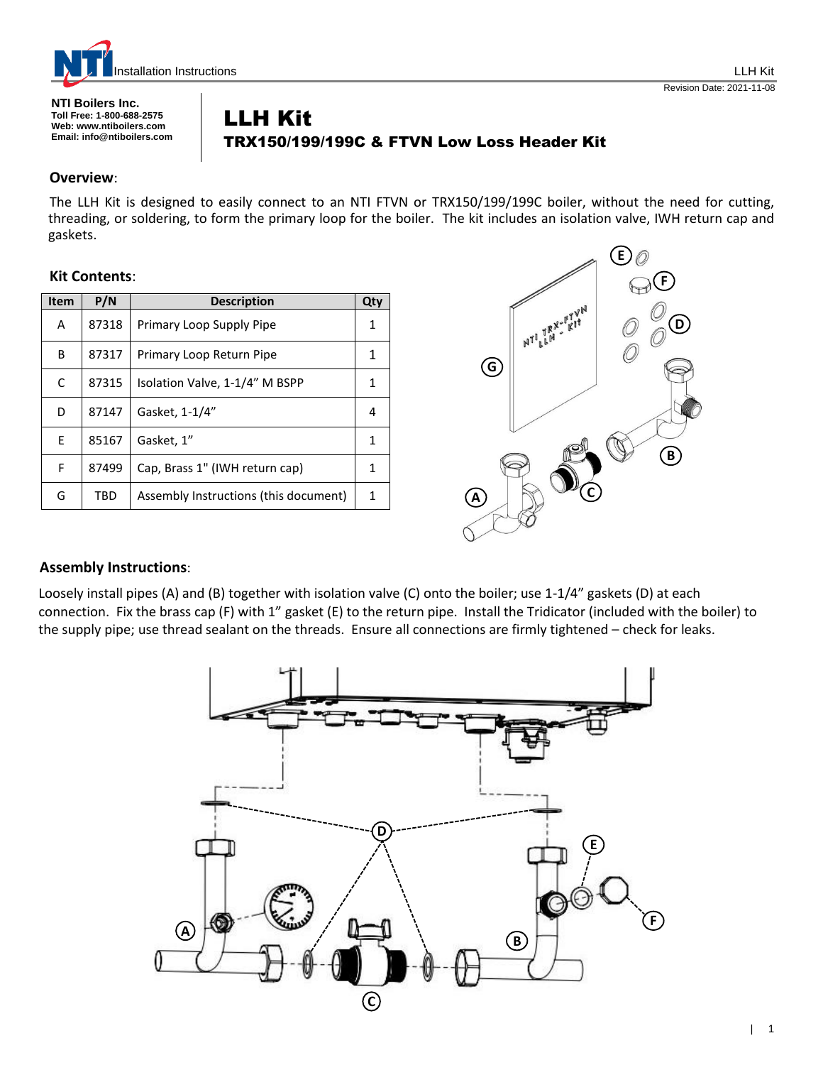NTI Boilers Inc.
Toll Free: 1-800-688-2575
Web: www.ntiboilers.com
Email: info@ntiboilers.com

# LLH Kit

## TRX150/199/199C & FTVN Low Loss Header Kit

### Overview:

The LLH Kit is designed to easily connect to an NTI FTVN or TRX150/199/199C boiler, without the need for cutting, threading, or soldering, to form the primary loop for the boiler. The kit includes an isolation valve, IWH return cap and gaskets.

### Kit Contents:

| Item | P/N | Description | Qty |
|---|---|---|---|
| A | 87318 | Primary Loop Supply Pipe | 1 |
| B | 87317 | Primary Loop Return Pipe | 1 |
| C | 87315 | Isolation Valve, 1-1/4" M BSPP | 1 |
| D | 87147 | Gasket, 1-1/4" | 4 |
| E | 85167 | Gasket, 1" | 1 |
| F | 87499 | Cap, Brass 1" (IWH return cap) | 1 |
| G | TBD | Assembly Instructions (this document) | 1 |

### Assembly Instructions:

Loosely install pipes (A) and (B) together with isolation valve (C) onto the boiler; use 1-1/4" gaskets (D) at each connection. Fix the brass cap (F) with 1" gasket (E) to the return pipe. Install the Tridicator (included with the boiler) to the supply pipe; use thread sealant on the threads. Ensure all connections are firmly tightened – check for leaks.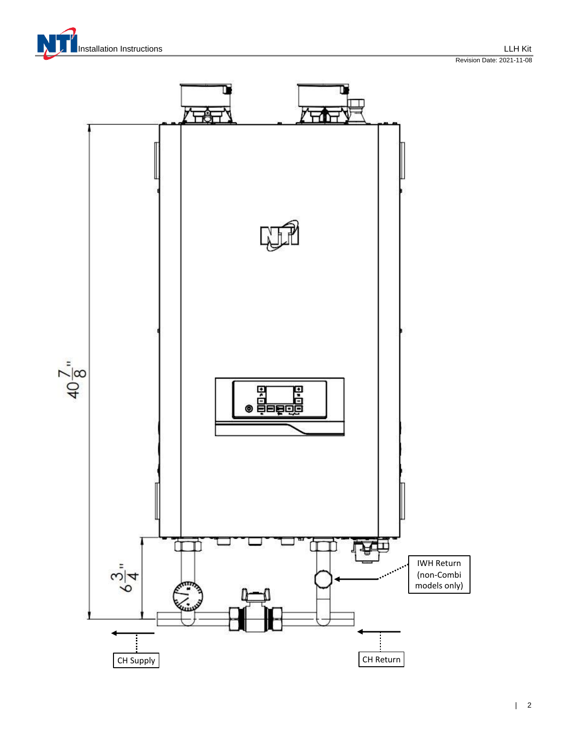$40\frac{7}{8}$"

$6\frac{3}{4}$"

IWH Return (non-Combi models only)

CH Supply

CH Return